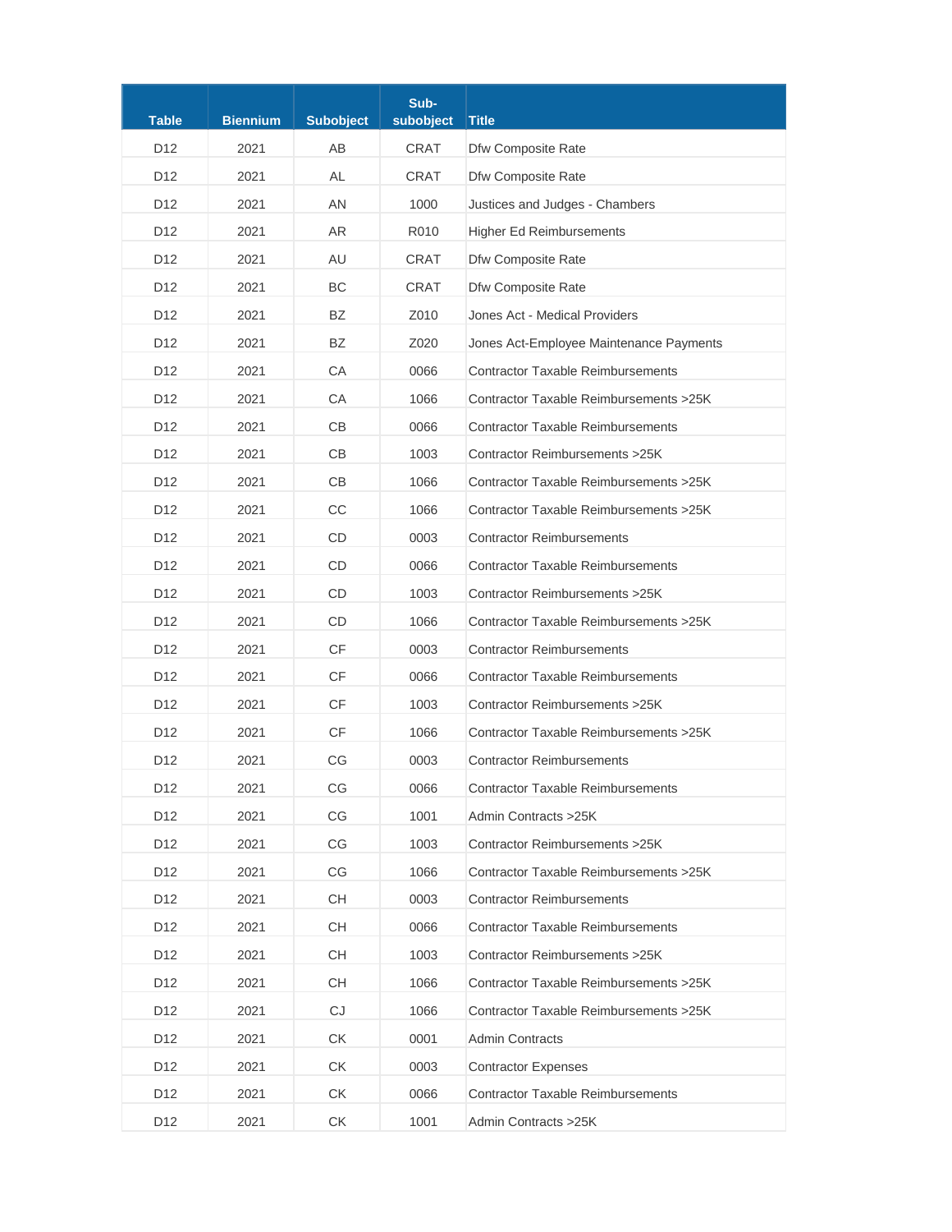| Table | Biennium | Subobject | Sub-subobject | Title |
| --- | --- | --- | --- | --- |
| D12 | 2021 | AB | CRAT | Dfw Composite Rate |
| D12 | 2021 | AL | CRAT | Dfw Composite Rate |
| D12 | 2021 | AN | 1000 | Justices and Judges - Chambers |
| D12 | 2021 | AR | R010 | Higher Ed Reimbursements |
| D12 | 2021 | AU | CRAT | Dfw Composite Rate |
| D12 | 2021 | BC | CRAT | Dfw Composite Rate |
| D12 | 2021 | BZ | Z010 | Jones Act - Medical Providers |
| D12 | 2021 | BZ | Z020 | Jones Act-Employee Maintenance Payments |
| D12 | 2021 | CA | 0066 | Contractor Taxable Reimbursements |
| D12 | 2021 | CA | 1066 | Contractor Taxable Reimbursements >25K |
| D12 | 2021 | CB | 0066 | Contractor Taxable Reimbursements |
| D12 | 2021 | CB | 1003 | Contractor Reimbursements >25K |
| D12 | 2021 | CB | 1066 | Contractor Taxable Reimbursements >25K |
| D12 | 2021 | CC | 1066 | Contractor Taxable Reimbursements >25K |
| D12 | 2021 | CD | 0003 | Contractor Reimbursements |
| D12 | 2021 | CD | 0066 | Contractor Taxable Reimbursements |
| D12 | 2021 | CD | 1003 | Contractor Reimbursements >25K |
| D12 | 2021 | CD | 1066 | Contractor Taxable Reimbursements >25K |
| D12 | 2021 | CF | 0003 | Contractor Reimbursements |
| D12 | 2021 | CF | 0066 | Contractor Taxable Reimbursements |
| D12 | 2021 | CF | 1003 | Contractor Reimbursements >25K |
| D12 | 2021 | CF | 1066 | Contractor Taxable Reimbursements >25K |
| D12 | 2021 | CG | 0003 | Contractor Reimbursements |
| D12 | 2021 | CG | 0066 | Contractor Taxable Reimbursements |
| D12 | 2021 | CG | 1001 | Admin Contracts >25K |
| D12 | 2021 | CG | 1003 | Contractor Reimbursements >25K |
| D12 | 2021 | CG | 1066 | Contractor Taxable Reimbursements >25K |
| D12 | 2021 | CH | 0003 | Contractor Reimbursements |
| D12 | 2021 | CH | 0066 | Contractor Taxable Reimbursements |
| D12 | 2021 | CH | 1003 | Contractor Reimbursements >25K |
| D12 | 2021 | CH | 1066 | Contractor Taxable Reimbursements >25K |
| D12 | 2021 | CJ | 1066 | Contractor Taxable Reimbursements >25K |
| D12 | 2021 | CK | 0001 | Admin Contracts |
| D12 | 2021 | CK | 0003 | Contractor Expenses |
| D12 | 2021 | CK | 0066 | Contractor Taxable Reimbursements |
| D12 | 2021 | CK | 1001 | Admin Contracts >25K |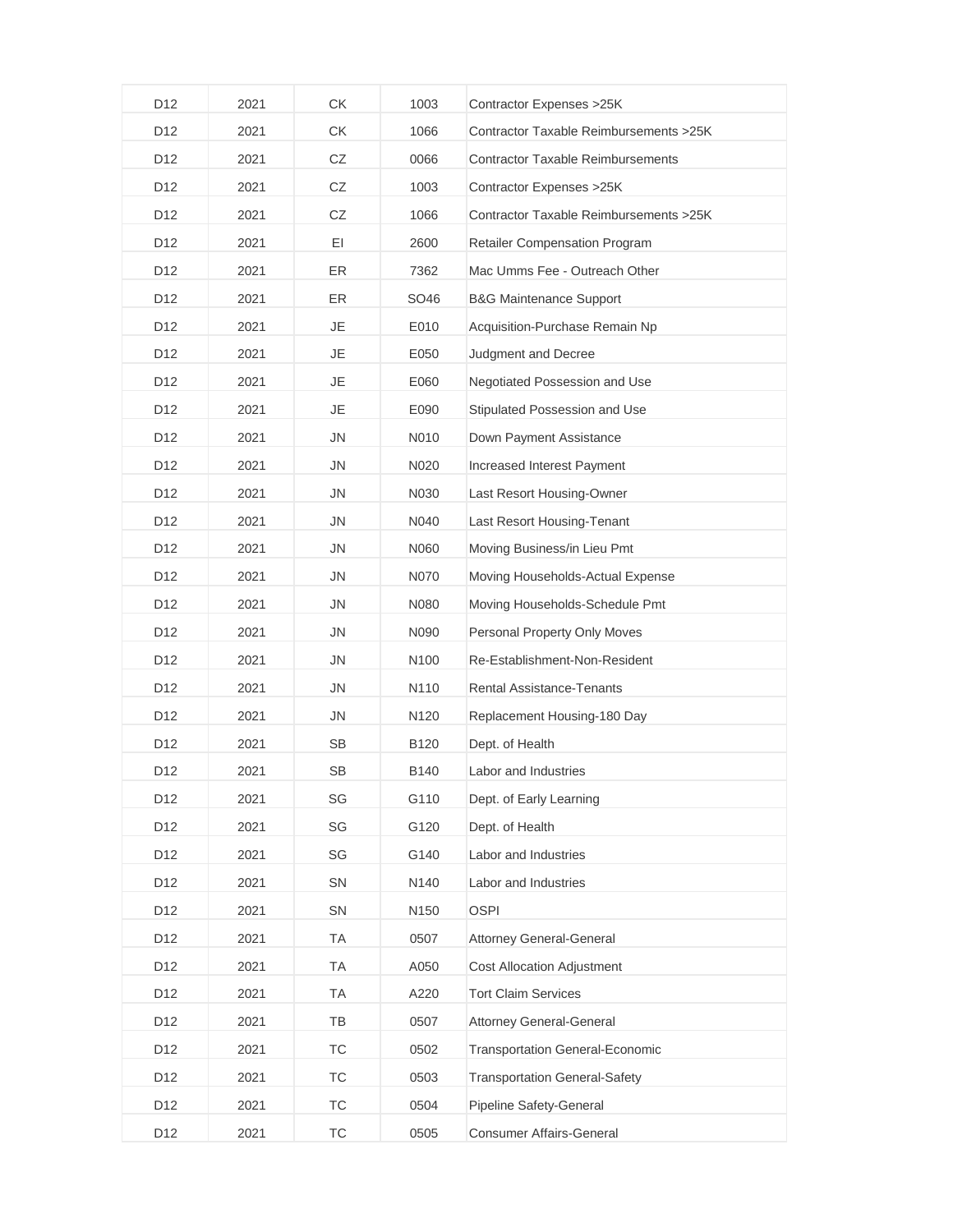| | | | | |
|---|---|---|---|---|
| D12 | 2021 | CK | 1003 | Contractor Expenses >25K |
| D12 | 2021 | CK | 1066 | Contractor Taxable Reimbursements >25K |
| D12 | 2021 | CZ | 0066 | Contractor Taxable Reimbursements |
| D12 | 2021 | CZ | 1003 | Contractor Expenses >25K |
| D12 | 2021 | CZ | 1066 | Contractor Taxable Reimbursements >25K |
| D12 | 2021 | EI | 2600 | Retailer Compensation Program |
| D12 | 2021 | ER | 7362 | Mac Umms Fee - Outreach Other |
| D12 | 2021 | ER | SO46 | B&G Maintenance Support |
| D12 | 2021 | JE | E010 | Acquisition-Purchase Remain Np |
| D12 | 2021 | JE | E050 | Judgment and Decree |
| D12 | 2021 | JE | E060 | Negotiated Possession and Use |
| D12 | 2021 | JE | E090 | Stipulated Possession and Use |
| D12 | 2021 | JN | N010 | Down Payment Assistance |
| D12 | 2021 | JN | N020 | Increased Interest Payment |
| D12 | 2021 | JN | N030 | Last Resort Housing-Owner |
| D12 | 2021 | JN | N040 | Last Resort Housing-Tenant |
| D12 | 2021 | JN | N060 | Moving Business/in Lieu Pmt |
| D12 | 2021 | JN | N070 | Moving Households-Actual Expense |
| D12 | 2021 | JN | N080 | Moving Households-Schedule Pmt |
| D12 | 2021 | JN | N090 | Personal Property Only Moves |
| D12 | 2021 | JN | N100 | Re-Establishment-Non-Resident |
| D12 | 2021 | JN | N110 | Rental Assistance-Tenants |
| D12 | 2021 | JN | N120 | Replacement Housing-180 Day |
| D12 | 2021 | SB | B120 | Dept. of Health |
| D12 | 2021 | SB | B140 | Labor and Industries |
| D12 | 2021 | SG | G110 | Dept. of Early Learning |
| D12 | 2021 | SG | G120 | Dept. of Health |
| D12 | 2021 | SG | G140 | Labor and Industries |
| D12 | 2021 | SN | N140 | Labor and Industries |
| D12 | 2021 | SN | N150 | OSPI |
| D12 | 2021 | TA | 0507 | Attorney General-General |
| D12 | 2021 | TA | A050 | Cost Allocation Adjustment |
| D12 | 2021 | TA | A220 | Tort Claim Services |
| D12 | 2021 | TB | 0507 | Attorney General-General |
| D12 | 2021 | TC | 0502 | Transportation General-Economic |
| D12 | 2021 | TC | 0503 | Transportation General-Safety |
| D12 | 2021 | TC | 0504 | Pipeline Safety-General |
| D12 | 2021 | TC | 0505 | Consumer Affairs-General |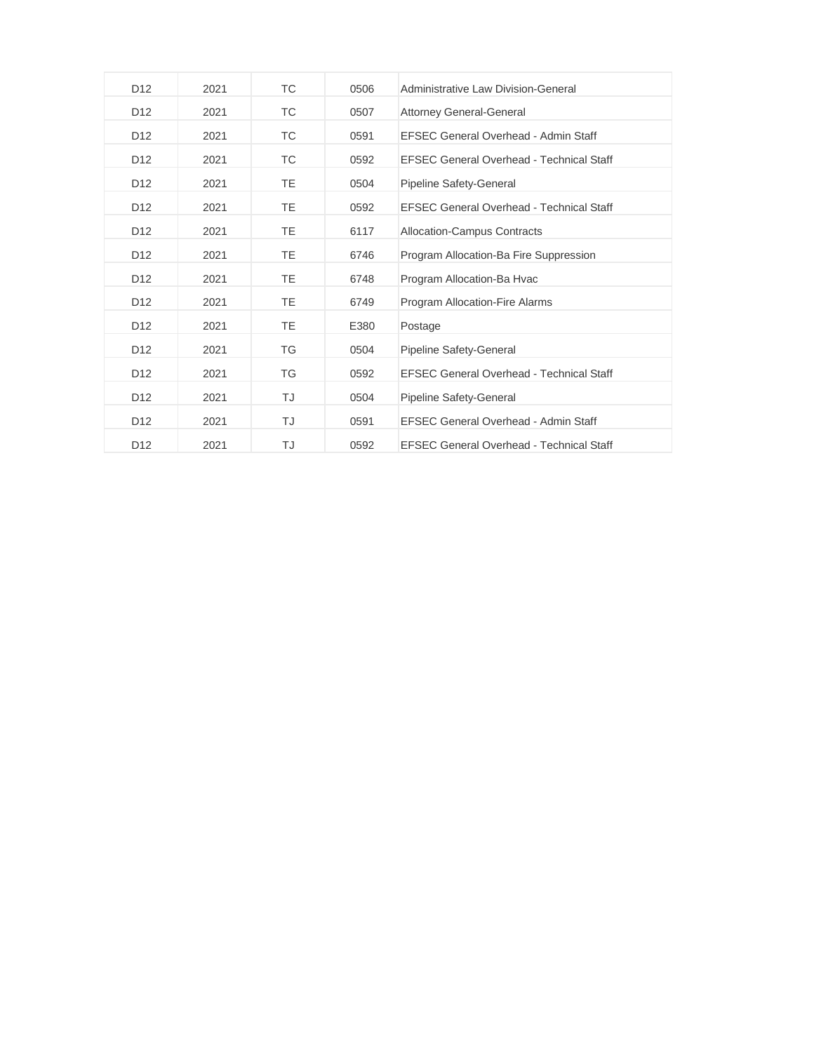| | | | | |
|---|---|---|---|---|
| D12 | 2021 | TC | 0506 | Administrative Law Division-General |
| D12 | 2021 | TC | 0507 | Attorney General-General |
| D12 | 2021 | TC | 0591 | EFSEC General Overhead - Admin Staff |
| D12 | 2021 | TC | 0592 | EFSEC General Overhead - Technical Staff |
| D12 | 2021 | TE | 0504 | Pipeline Safety-General |
| D12 | 2021 | TE | 0592 | EFSEC General Overhead - Technical Staff |
| D12 | 2021 | TE | 6117 | Allocation-Campus Contracts |
| D12 | 2021 | TE | 6746 | Program Allocation-Ba Fire Suppression |
| D12 | 2021 | TE | 6748 | Program Allocation-Ba Hvac |
| D12 | 2021 | TE | 6749 | Program Allocation-Fire Alarms |
| D12 | 2021 | TE | E380 | Postage |
| D12 | 2021 | TG | 0504 | Pipeline Safety-General |
| D12 | 2021 | TG | 0592 | EFSEC General Overhead - Technical Staff |
| D12 | 2021 | TJ | 0504 | Pipeline Safety-General |
| D12 | 2021 | TJ | 0591 | EFSEC General Overhead - Admin Staff |
| D12 | 2021 | TJ | 0592 | EFSEC General Overhead - Technical Staff |